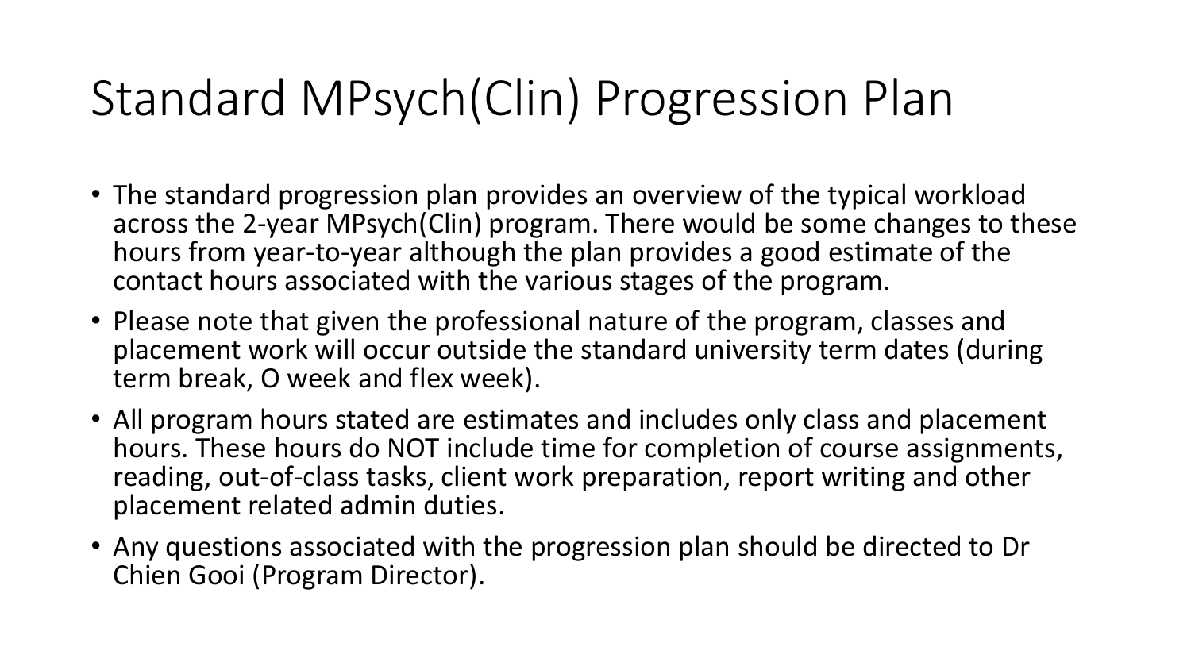# Standard MPsych(Clin) Progression Plan

- The standard progression plan provides an overview of the typical workload across the 2-year MPsych(Clin) program. There would be some changes to these hours from year-to-year although the plan provides a good estimate of the contact hours associated with the various stages of the program.
- Please note that given the professional nature of the program, classes and placement work will occur outside the standard university term dates (during term break, O week and flex week).
- All program hours stated are estimates and includes only class and placement hours. These hours do NOT include time for completion of course assignments, reading, out-of-class tasks, client work preparation, report writing and other placement related admin duties.
- Any questions associated with the progression plan should be directed to Dr Chien Gooi (Program Director).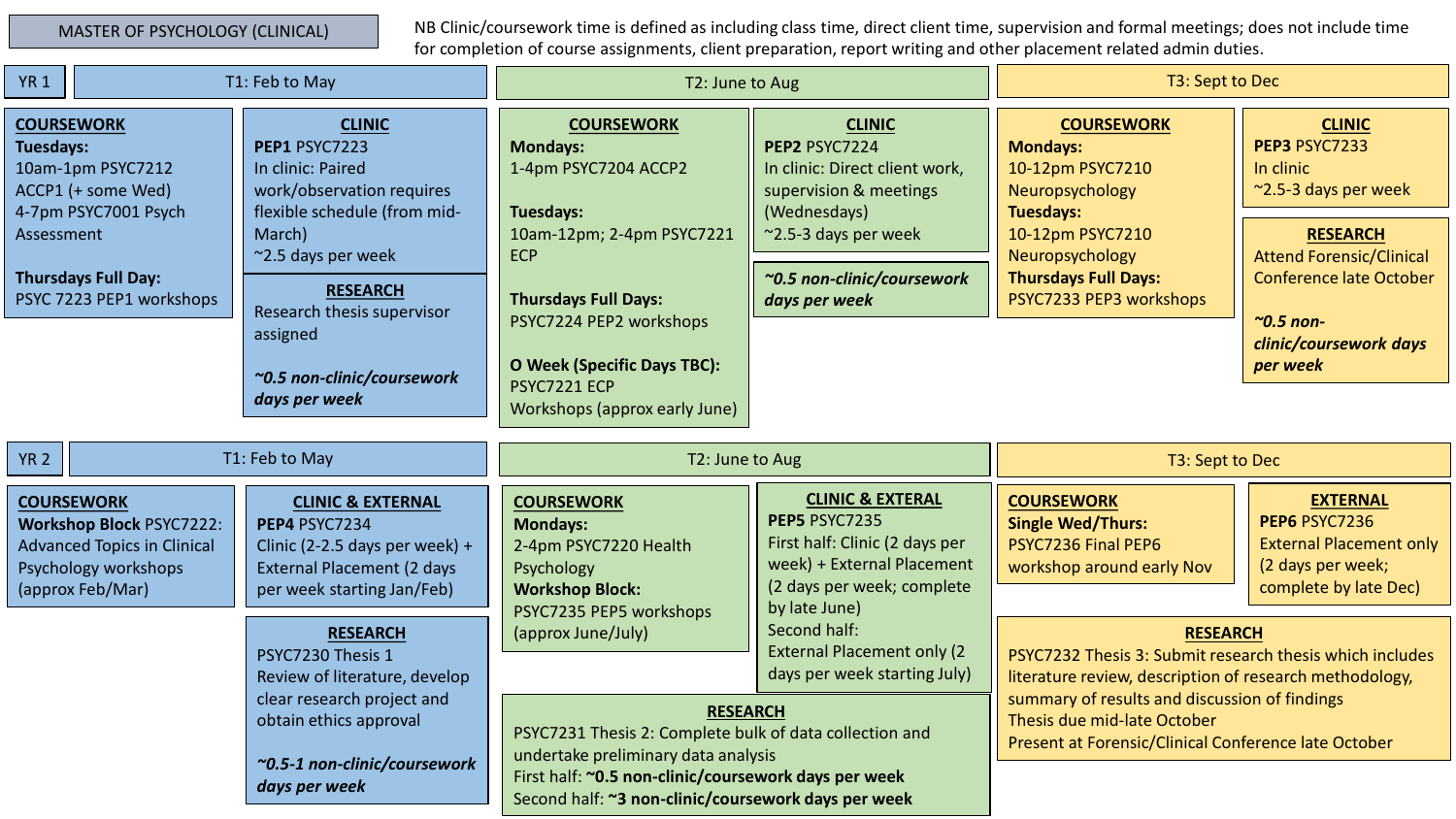# MASTER OF PSYCHOLOGY (CLINICAL)

NB Clinic/coursework time is defined as including class time, direct client time, supervision and formal meetings; does not include time for completion of course assignments, client preparation, report writing and other placement related admin duties.

## YR 1

### T1: Feb to May

**COURSEWORK**

**Tuesdays:**
10am-1pm PSYC7212 ACCP1 (+ some Wed)
4-7pm PSYC7001 Psych Assessment

**Thursdays Full Day:**
PSYC 7223 PEP1 workshops

**CLINIC**

**PEP1** PSYC7223
In clinic: Paired work/observation requires flexible schedule (from mid-March)
~2.5 days per week

**RESEARCH**

Research thesis supervisor assigned

***~0.5 non-clinic/coursework days per week***

### T2: June to Aug

**COURSEWORK**

**Mondays:**
1-4pm PSYC7204 ACCP2

**Tuesdays:**
10am-12pm; 2-4pm PSYC7221 ECP

**Thursdays Full Days:**
PSYC7224 PEP2 workshops

**O Week (Specific Days TBC):**
PSYC7221 ECP
Workshops (approx early June)

**CLINIC**

**PEP2** PSYC7224
In clinic: Direct client work, supervision & meetings (Wednesdays)
~2.5-3 days per week

***~0.5 non-clinic/coursework days per week***

### T3: Sept to Dec

**COURSEWORK**

**Mondays:**
10-12pm PSYC7210 Neuropsychology

**Tuesdays:**
10-12pm PSYC7210 Neuropsychology

**Thursdays Full Days:**
PSYC7233 PEP3 workshops

**CLINIC**

**PEP3** PSYC7233
In clinic
~2.5-3 days per week

**RESEARCH**

Attend Forensic/Clinical Conference late October

***~0.5 non-clinic/coursework days per week***

## YR 2

### T1: Feb to May

**COURSEWORK**

**Workshop Block** PSYC7222: Advanced Topics in Clinical Psychology workshops (approx Feb/Mar)

**CLINIC & EXTERNAL**

**PEP4** PSYC7234
Clinic (2-2.5 days per week) + External Placement (2 days per week starting Jan/Feb)

**RESEARCH**

PSYC7230 Thesis 1
Review of literature, develop clear research project and obtain ethics approval

***~0.5-1 non-clinic/coursework days per week***

### T2: June to Aug

**COURSEWORK**

**Mondays:**
2-4pm PSYC7220 Health Psychology

**Workshop Block:**
PSYC7235 PEP5 workshops (approx June/July)

**CLINIC & EXTERAL**

**PEP5** PSYC7235
First half: Clinic (2 days per week) + External Placement (2 days per week; complete by late June)
Second half:
External Placement only (2 days per week starting July)

**RESEARCH**

PSYC7231 Thesis 2: Complete bulk of data collection and undertake preliminary data analysis
First half: **~0.5 non-clinic/coursework days per week**
Second half: **~3 non-clinic/coursework days per week**

### T3: Sept to Dec

**COURSEWORK**

**Single Wed/Thurs:**
PSYC7236 Final PEP6 workshop around early Nov

**EXTERNAL**

**PEP6** PSYC7236
External Placement only (2 days per week; complete by late Dec)

**RESEARCH**

PSYC7232 Thesis 3: Submit research thesis which includes literature review, description of research methodology, summary of results and discussion of findings
Thesis due mid-late October
Present at Forensic/Clinical Conference late October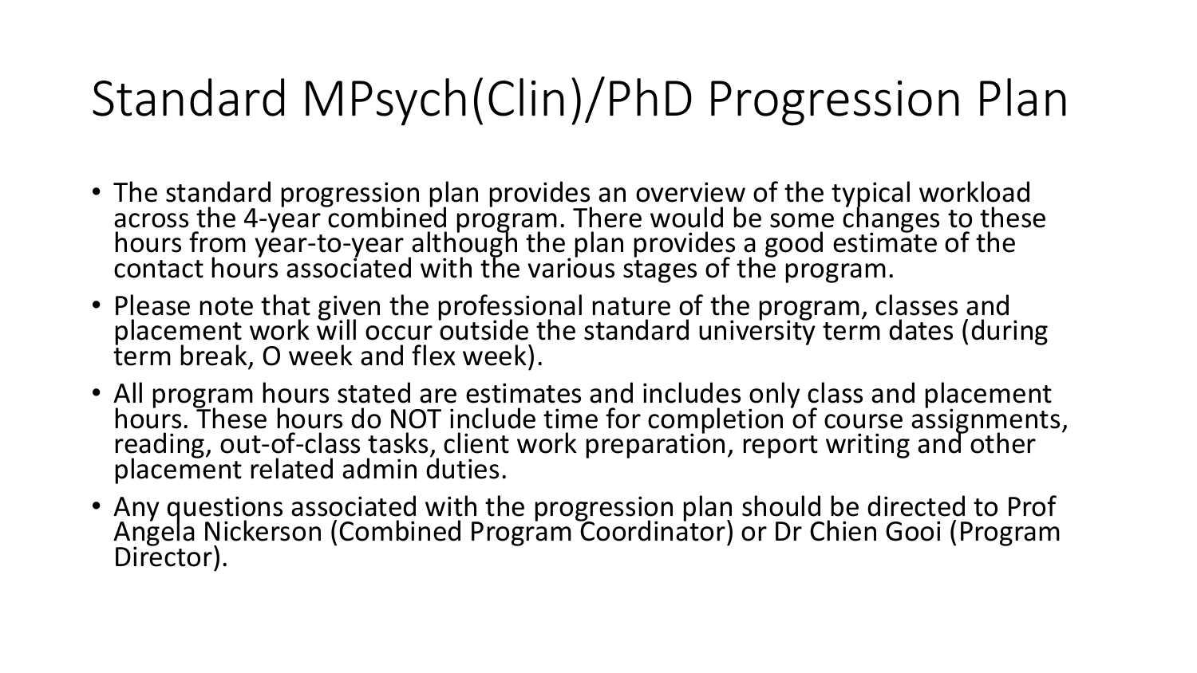# Standard MPsych(Clin)/PhD Progression Plan

- The standard progression plan provides an overview of the typical workload across the 4-year combined program. There would be some changes to these hours from year-to-year although the plan provides a good estimate of the contact hours associated with the various stages of the program.
- Please note that given the professional nature of the program, classes and placement work will occur outside the standard university term dates (during term break, O week and flex week).
- All program hours stated are estimates and includes only class and placement hours. These hours do NOT include time for completion of course assignments, reading, out-of-class tasks, client work preparation, report writing and other placement related admin duties.
- Any questions associated with the progression plan should be directed to Prof Angela Nickerson (Combined Program Coordinator) or Dr Chien Gooi (Program Director).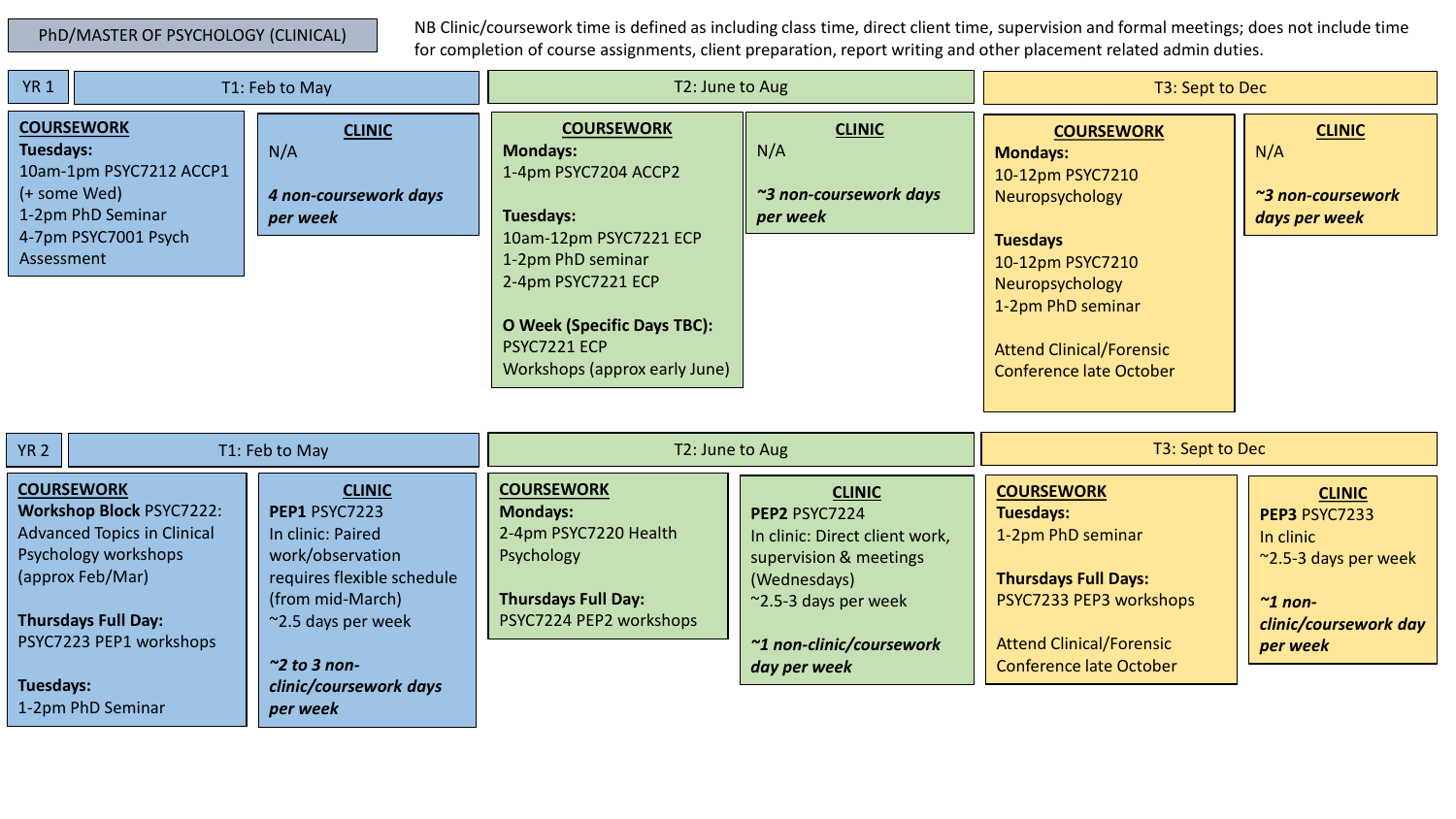# PhD/MASTER OF PSYCHOLOGY (CLINICAL)

NB Clinic/coursework time is defined as including class time, direct client time, supervision and formal meetings; does not include time for completion of course assignments, client preparation, report writing and other placement related admin duties.

## YR 1

| T1: Feb to May | | T2: June to Aug | | T3: Sept to Dec | |
|---|---|---|---|---|---|
| **COURSEWORK** | **CLINIC** | **COURSEWORK** | **CLINIC** | **COURSEWORK** | **CLINIC** |
| **Tuesdays:**<br>10am-1pm PSYC7212 ACCP1 (+ some Wed)<br>1-2pm PhD Seminar<br>4-7pm PSYC7001 Psych Assessment | N/A<br><br>***4 non-coursework days per week*** | **Mondays:**<br>1-4pm PSYC7204 ACCP2<br><br>**Tuesdays:**<br>10am-12pm PSYC7221 ECP<br>1-2pm PhD seminar<br>2-4pm PSYC7221 ECP<br><br>**O Week (Specific Days TBC):**<br>PSYC7221 ECP<br>Workshops (approx early June) | N/A<br><br>***~3 non-coursework days per week*** | **Mondays:**<br>10-12pm PSYC7210 Neuropsychology<br><br>**Tuesdays**<br>10-12pm PSYC7210 Neuropsychology<br>1-2pm PhD seminar<br><br>Attend Clinical/Forensic Conference late October | N/A<br><br>***~3 non-coursework days per week*** |

## YR 2

| T1: Feb to May | | T2: June to Aug | | T3: Sept to Dec | |
|---|---|---|---|---|---|
| **COURSEWORK** | **CLINIC** | **COURSEWORK** | **CLINIC** | **COURSEWORK** | **CLINIC** |
| **Workshop Block** PSYC7222: Advanced Topics in Clinical Psychology workshops (approx Feb/Mar)<br><br>**Thursdays Full Day:**<br>PSYC7223 PEP1 workshops<br><br>**Tuesdays:**<br>1-2pm PhD Seminar | **PEP1** PSYC7223<br>In clinic: Paired work/observation requires flexible schedule (from mid-March)<br>~2.5 days per week<br><br>***~2 to 3 non-clinic/coursework days per week*** | **Mondays:**<br>2-4pm PSYC7220 Health Psychology<br><br>**Thursdays Full Day:**<br>PSYC7224 PEP2 workshops | **PEP2** PSYC7224<br>In clinic: Direct client work, supervision & meetings (Wednesdays)<br>~2.5-3 days per week<br><br>***~1 non-clinic/coursework day per week*** | **Tuesdays:**<br>1-2pm PhD seminar<br><br>**Thursdays Full Days:**<br>PSYC7233 PEP3 workshops<br><br>Attend Clinical/Forensic Conference late October | **PEP3** PSYC7233<br>In clinic<br>~2.5-3 days per week<br><br>***~1 non-clinic/coursework day per week*** |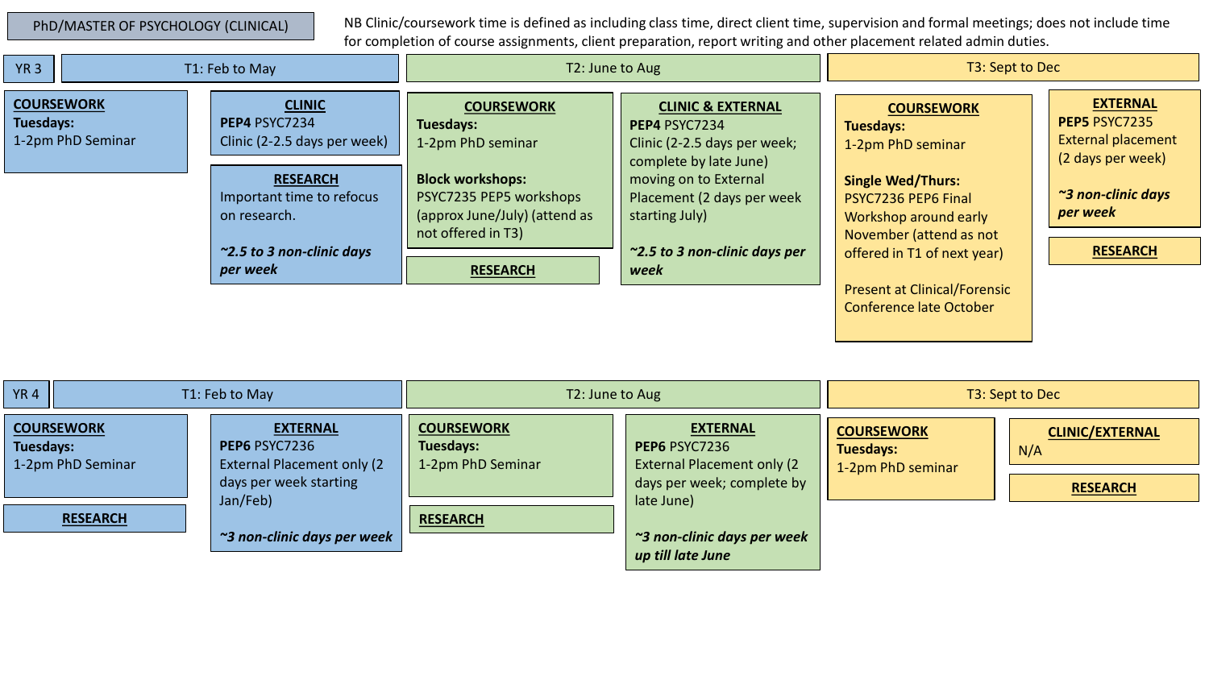# PhD/MASTER OF PSYCHOLOGY (CLINICAL)

NB Clinic/coursework time is defined as including class time, direct client time, supervision and formal meetings; does not include time for completion of course assignments, client preparation, report writing and other placement related admin duties.

## YR 3

### T1: Feb to May

**COURSEWORK**
**Tuesdays:**
1-2pm PhD Seminar

**CLINIC**
**PEP4** PSYC7234
Clinic (2-2.5 days per week)

**RESEARCH**
Important time to refocus on research.

***~2.5 to 3 non-clinic days per week***

### T2: June to Aug

**COURSEWORK**
**Tuesdays:**
1-2pm PhD seminar

**Block workshops:**
PSYC7235 PEP5 workshops (approx June/July) (attend as not offered in T3)

**RESEARCH**

**CLINIC & EXTERNAL**
**PEP4** PSYC7234
Clinic (2-2.5 days per week; complete by late June) moving on to External Placement (2 days per week starting July)

***~2.5 to 3 non-clinic days per week***

### T3: Sept to Dec

**COURSEWORK**
**Tuesdays:**
1-2pm PhD seminar

**Single Wed/Thurs:**
PSYC7236 PEP6 Final Workshop around early November (attend as not offered in T1 of next year)

Present at Clinical/Forensic Conference late October

**EXTERNAL**
**PEP5** PSYC7235
External placement (2 days per week)

***~3 non-clinic days per week***

**RESEARCH**

## YR 4

### T1: Feb to May

**COURSEWORK**
**Tuesdays:**
1-2pm PhD Seminar

**RESEARCH**

**EXTERNAL**
**PEP6** PSYC7236
External Placement only (2 days per week starting Jan/Feb)

***~3 non-clinic days per week***

### T2: June to Aug

**COURSEWORK**
**Tuesdays:**
1-2pm PhD Seminar

**RESEARCH**

**EXTERNAL**
**PEP6** PSYC7236
External Placement only (2 days per week; complete by late June)

***~3 non-clinic days per week up till late June***

### T3: Sept to Dec

**COURSEWORK**
**Tuesdays:**
1-2pm PhD seminar

**CLINIC/EXTERNAL**
N/A

**RESEARCH**